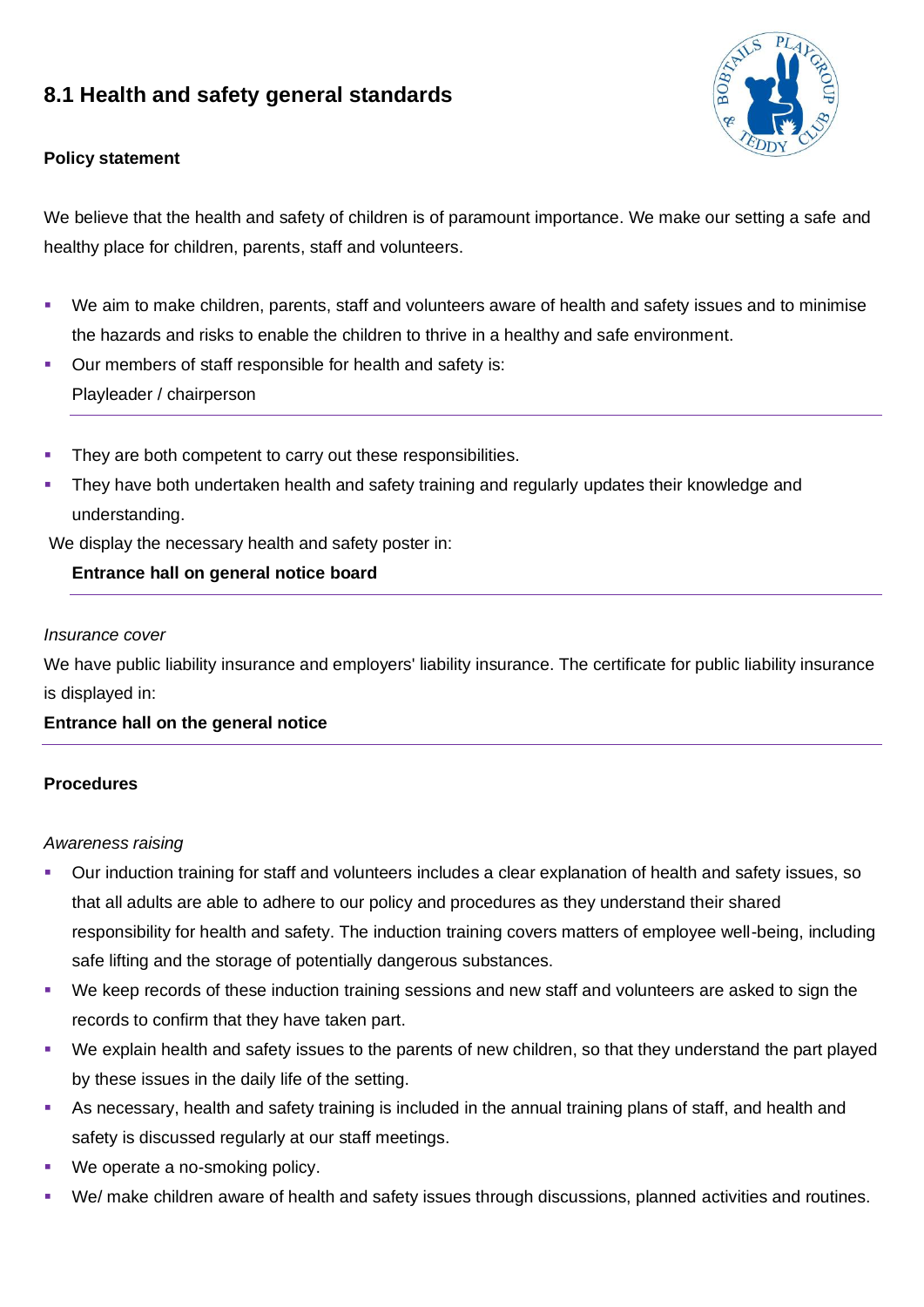## 8.1 Health and safety general standards

**Policy statement**

We believe that the health and safety of children is of paramount importance. We make our setting a safe and healthy place for children, parents, staff and volunteers.

- We aim to make children, parents, staff and volunteers aware of health and safety issues and to minimise the hazards and risks to enable the children to thrive in a healthy and safe environment.
- Our members of staff responsible for health and safety is:
  Playleader / chairperson
- They are both competent to carry out these responsibilities.
- They have both undertaken health and safety training and regularly updates their knowledge and understanding.

We display the necessary health and safety poster in:

**Entrance hall on general notice board**

*Insurance cover*

We have public liability insurance and employers' liability insurance. The certificate for public liability insurance is displayed in:

**Entrance hall on the general notice**

**Procedures**

*Awareness raising*

- Our induction training for staff and volunteers includes a clear explanation of health and safety issues, so that all adults are able to adhere to our policy and procedures as they understand their shared responsibility for health and safety. The induction training covers matters of employee well-being, including safe lifting and the storage of potentially dangerous substances.
- We keep records of these induction training sessions and new staff and volunteers are asked to sign the records to confirm that they have taken part.
- We explain health and safety issues to the parents of new children, so that they understand the part played by these issues in the daily life of the setting.
- As necessary, health and safety training is included in the annual training plans of staff, and health and safety is discussed regularly at our staff meetings.
- We operate a no-smoking policy.
- We/ make children aware of health and safety issues through discussions, planned activities and routines.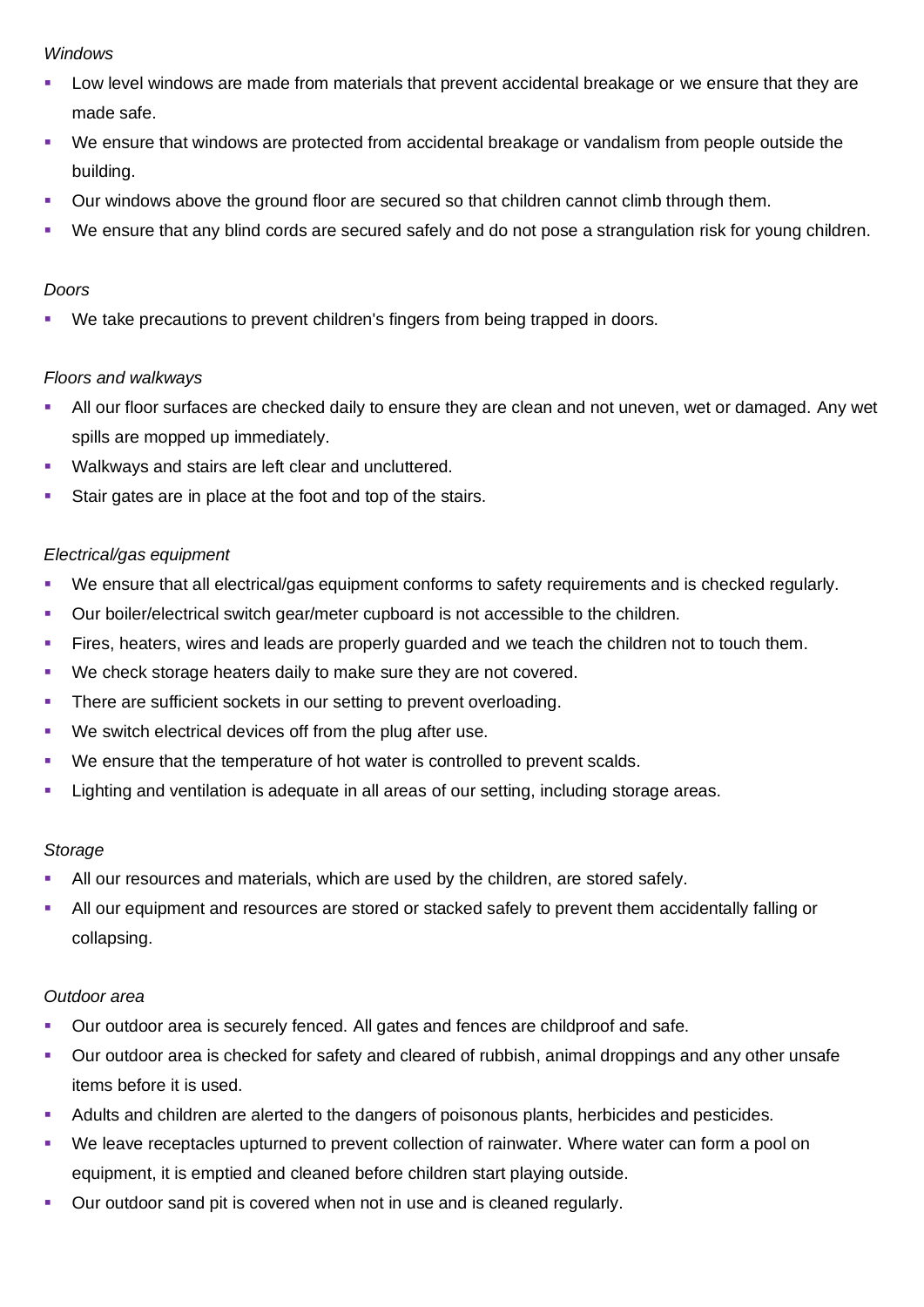*Windows*

- Low level windows are made from materials that prevent accidental breakage or we ensure that they are made safe.
- We ensure that windows are protected from accidental breakage or vandalism from people outside the building.
- Our windows above the ground floor are secured so that children cannot climb through them.
- We ensure that any blind cords are secured safely and do not pose a strangulation risk for young children.

*Doors*

- We take precautions to prevent children's fingers from being trapped in doors.

*Floors and walkways*

- All our floor surfaces are checked daily to ensure they are clean and not uneven, wet or damaged. Any wet spills are mopped up immediately.
- Walkways and stairs are left clear and uncluttered.
- Stair gates are in place at the foot and top of the stairs.

*Electrical/gas equipment*

- We ensure that all electrical/gas equipment conforms to safety requirements and is checked regularly.
- Our boiler/electrical switch gear/meter cupboard is not accessible to the children.
- Fires, heaters, wires and leads are properly guarded and we teach the children not to touch them.
- We check storage heaters daily to make sure they are not covered.
- There are sufficient sockets in our setting to prevent overloading.
- We switch electrical devices off from the plug after use.
- We ensure that the temperature of hot water is controlled to prevent scalds.
- Lighting and ventilation is adequate in all areas of our setting, including storage areas.

*Storage*

- All our resources and materials, which are used by the children, are stored safely.
- All our equipment and resources are stored or stacked safely to prevent them accidentally falling or collapsing.

*Outdoor area*

- Our outdoor area is securely fenced. All gates and fences are childproof and safe.
- Our outdoor area is checked for safety and cleared of rubbish, animal droppings and any other unsafe items before it is used.
- Adults and children are alerted to the dangers of poisonous plants, herbicides and pesticides.
- We leave receptacles upturned to prevent collection of rainwater. Where water can form a pool on equipment, it is emptied and cleaned before children start playing outside.
- Our outdoor sand pit is covered when not in use and is cleaned regularly.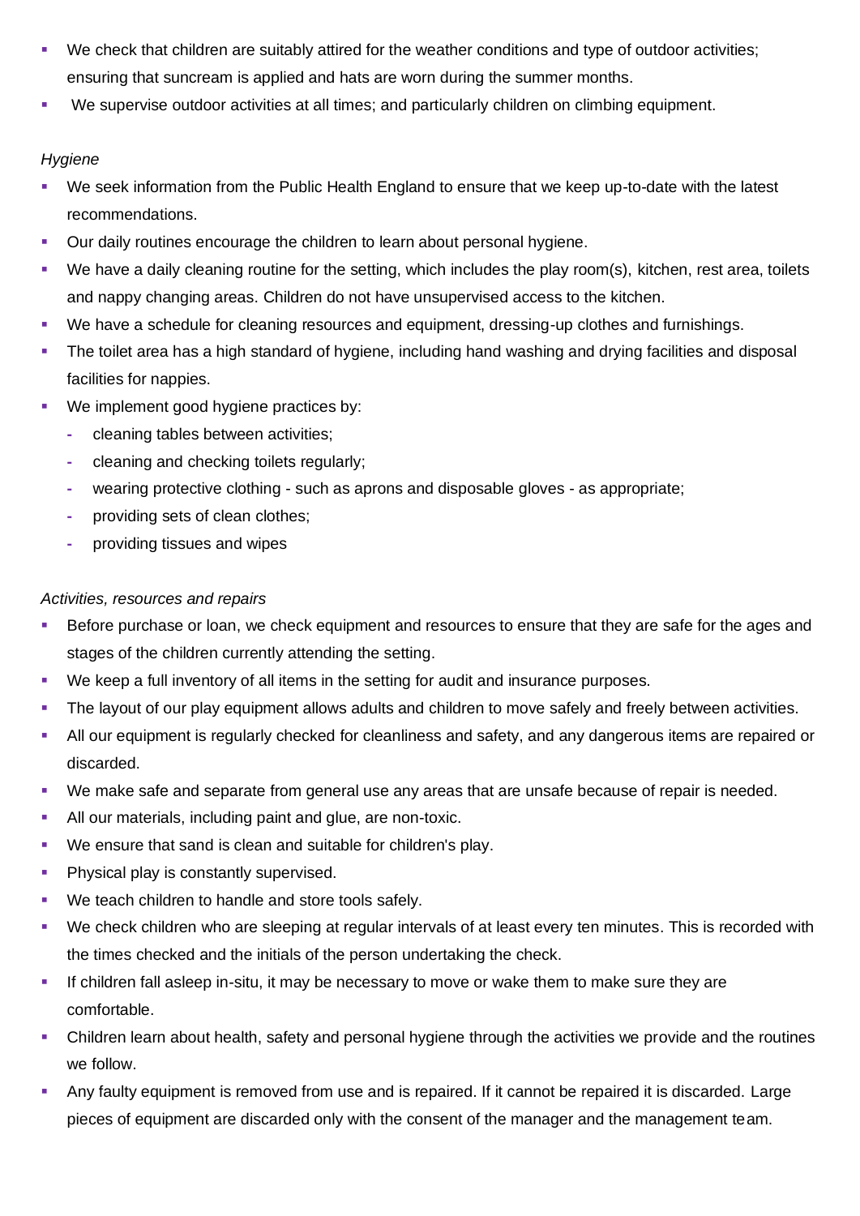- We check that children are suitably attired for the weather conditions and type of outdoor activities; ensuring that suncream is applied and hats are worn during the summer months.
- We supervise outdoor activities at all times; and particularly children on climbing equipment.

*Hygiene*

- We seek information from the Public Health England to ensure that we keep up-to-date with the latest recommendations.
- Our daily routines encourage the children to learn about personal hygiene.
- We have a daily cleaning routine for the setting, which includes the play room(s), kitchen, rest area, toilets and nappy changing areas. Children do not have unsupervised access to the kitchen.
- We have a schedule for cleaning resources and equipment, dressing-up clothes and furnishings.
- The toilet area has a high standard of hygiene, including hand washing and drying facilities and disposal facilities for nappies.
- We implement good hygiene practices by:
  - cleaning tables between activities;
  - cleaning and checking toilets regularly;
  - wearing protective clothing - such as aprons and disposable gloves - as appropriate;
  - providing sets of clean clothes;
  - providing tissues and wipes

*Activities, resources and repairs*

- Before purchase or loan, we check equipment and resources to ensure that they are safe for the ages and stages of the children currently attending the setting.
- We keep a full inventory of all items in the setting for audit and insurance purposes.
- The layout of our play equipment allows adults and children to move safely and freely between activities.
- All our equipment is regularly checked for cleanliness and safety, and any dangerous items are repaired or discarded.
- We make safe and separate from general use any areas that are unsafe because of repair is needed.
- All our materials, including paint and glue, are non-toxic.
- We ensure that sand is clean and suitable for children's play.
- Physical play is constantly supervised.
- We teach children to handle and store tools safely.
- We check children who are sleeping at regular intervals of at least every ten minutes. This is recorded with the times checked and the initials of the person undertaking the check.
- If children fall asleep in-situ, it may be necessary to move or wake them to make sure they are comfortable.
- Children learn about health, safety and personal hygiene through the activities we provide and the routines we follow.
- Any faulty equipment is removed from use and is repaired. If it cannot be repaired it is discarded. Large pieces of equipment are discarded only with the consent of the manager and the management team.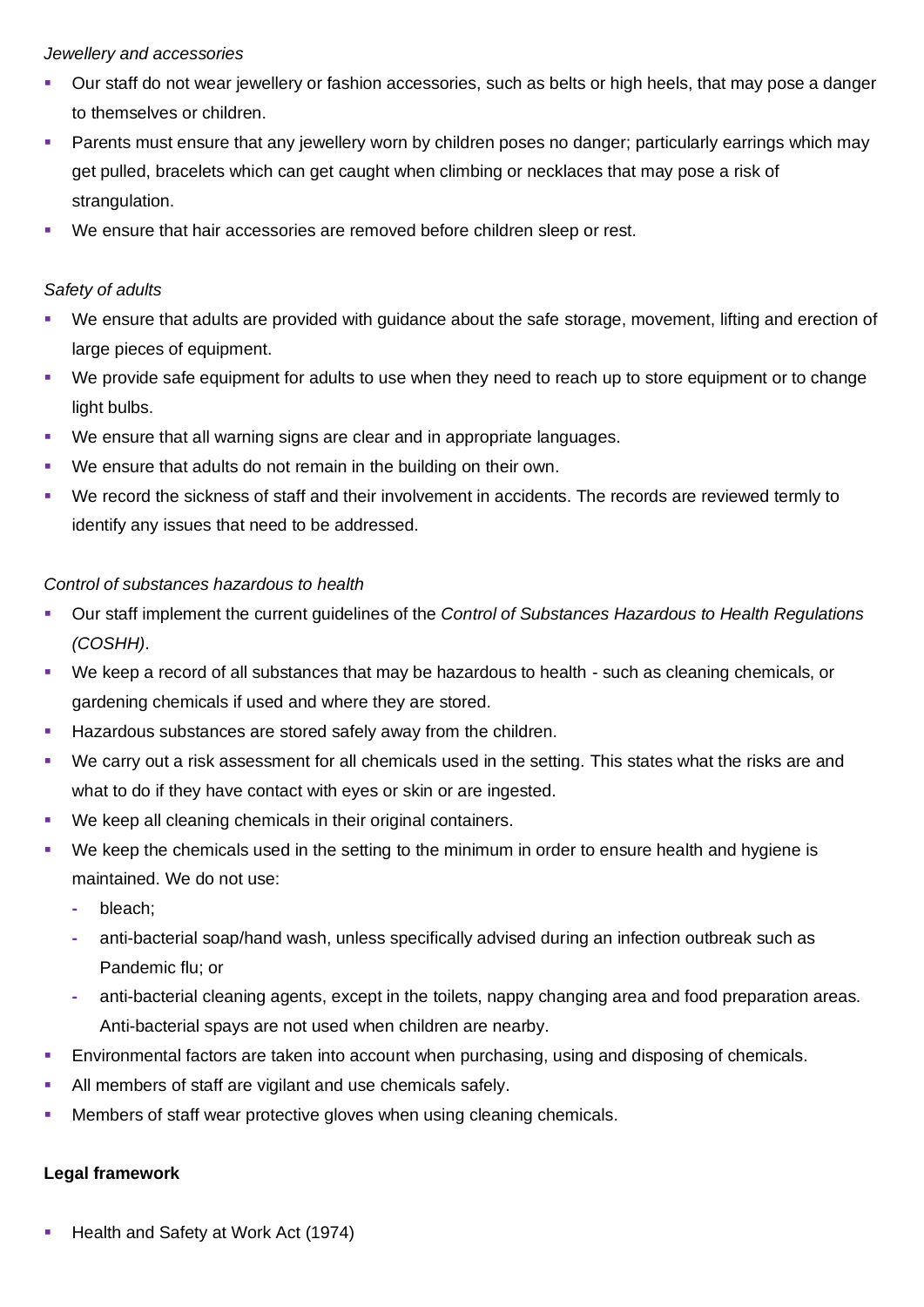*Jewellery and accessories*

- Our staff do not wear jewellery or fashion accessories, such as belts or high heels, that may pose a danger to themselves or children.
- Parents must ensure that any jewellery worn by children poses no danger; particularly earrings which may get pulled, bracelets which can get caught when climbing or necklaces that may pose a risk of strangulation.
- We ensure that hair accessories are removed before children sleep or rest.

*Safety of adults*

- We ensure that adults are provided with guidance about the safe storage, movement, lifting and erection of large pieces of equipment.
- We provide safe equipment for adults to use when they need to reach up to store equipment or to change light bulbs.
- We ensure that all warning signs are clear and in appropriate languages.
- We ensure that adults do not remain in the building on their own.
- We record the sickness of staff and their involvement in accidents. The records are reviewed termly to identify any issues that need to be addressed.

*Control of substances hazardous to health*

- Our staff implement the current guidelines of the *Control of Substances Hazardous to Health Regulations (COSHH)*.
- We keep a record of all substances that may be hazardous to health - such as cleaning chemicals, or gardening chemicals if used and where they are stored.
- Hazardous substances are stored safely away from the children.
- We carry out a risk assessment for all chemicals used in the setting. This states what the risks are and what to do if they have contact with eyes or skin or are ingested.
- We keep all cleaning chemicals in their original containers.
- We keep the chemicals used in the setting to the minimum in order to ensure health and hygiene is maintained. We do not use:
  - bleach;
  - anti-bacterial soap/hand wash, unless specifically advised during an infection outbreak such as Pandemic flu; or
  - anti-bacterial cleaning agents, except in the toilets, nappy changing area and food preparation areas. Anti-bacterial spays are not used when children are nearby.
- Environmental factors are taken into account when purchasing, using and disposing of chemicals.
- All members of staff are vigilant and use chemicals safely.
- Members of staff wear protective gloves when using cleaning chemicals.

**Legal framework**

- Health and Safety at Work Act (1974)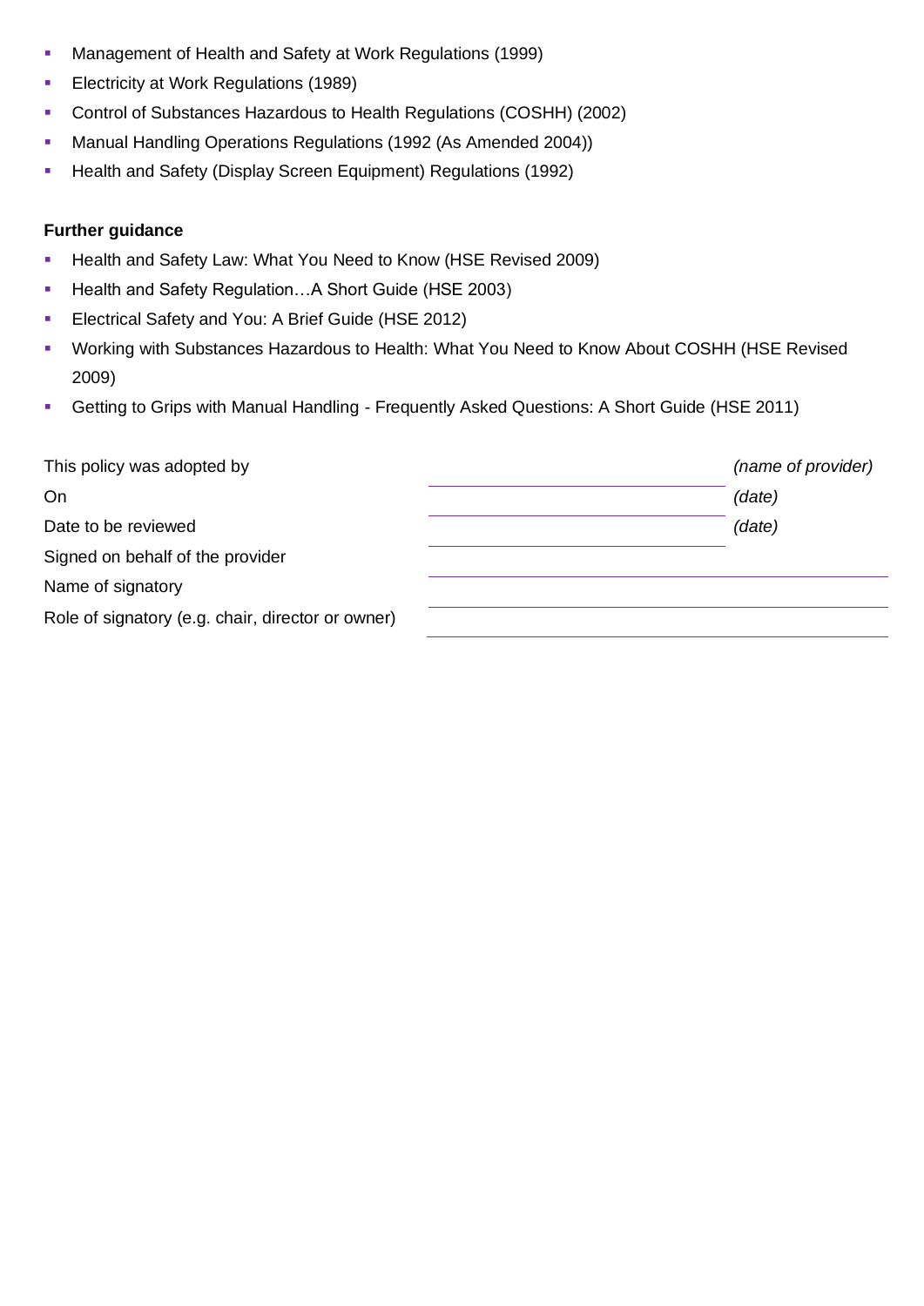- Management of Health and Safety at Work Regulations (1999)
- Electricity at Work Regulations (1989)
- Control of Substances Hazardous to Health Regulations (COSHH) (2002)
- Manual Handling Operations Regulations (1992 (As Amended 2004))
- Health and Safety (Display Screen Equipment) Regulations (1992)

**Further guidance**

- Health and Safety Law: What You Need to Know (HSE Revised 2009)
- Health and Safety Regulation…A Short Guide (HSE 2003)
- Electrical Safety and You: A Brief Guide (HSE 2012)
- Working with Substances Hazardous to Health: What You Need to Know About COSHH (HSE Revised 2009)
- Getting to Grips with Manual Handling - Frequently Asked Questions: A Short Guide (HSE 2011)

| | | |
|---|---|---|
| This policy was adopted by | ______________________ | *(name of provider)* |
| On | ______________________ | *(date)* |
| Date to be reviewed | ______________________ | *(date)* |
| Signed on behalf of the provider | ______________________ | |
| Name of signatory | ______________________ | |
| Role of signatory (e.g. chair, director or owner) | ______________________ | |